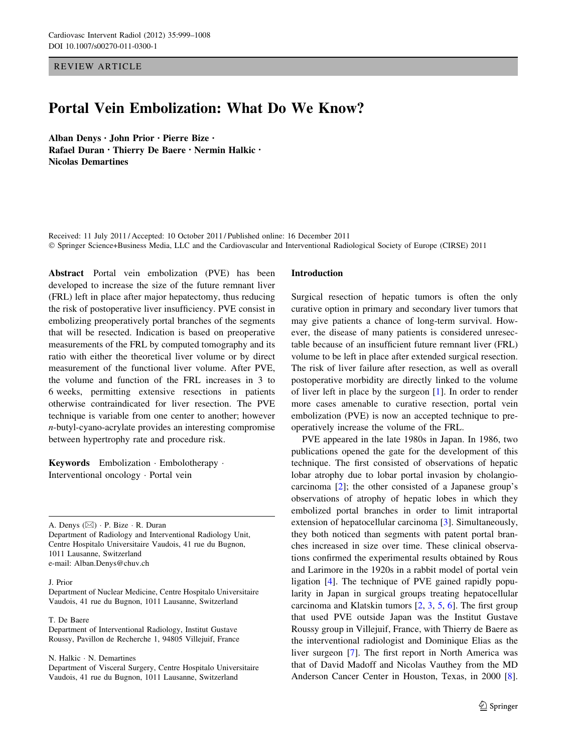REVIEW ARTICLE

# Portal Vein Embolization: What Do We Know?

**Alban Denys · John Prior · Pierre Bize · Rafael Duran · Thierry De Baere · Nermin Halkic · Nicolas Demartines**

Received: 11 July 2011 / Accepted: 10 October 2011 / Published online: 16 December 2011
© Springer Science+Business Media, LLC and the Cardiovascular and Interventional Radiological Society of Europe (CIRSE) 2011

**Abstract** Portal vein embolization (PVE) has been developed to increase the size of the future remnant liver (FRL) left in place after major hepatectomy, thus reducing the risk of postoperative liver insufficiency. PVE consist in embolizing preoperatively portal branches of the segments that will be resected. Indication is based on preoperative measurements of the FRL by computed tomography and its ratio with either the theoretical liver volume or by direct measurement of the functional liver volume. After PVE, the volume and function of the FRL increases in 3 to 6 weeks, permitting extensive resections in patients otherwise contraindicated for liver resection. The PVE technique is variable from one center to another; however *n*-butyl-cyano-acrylate provides an interesting compromise between hypertrophy rate and procedure risk.

**Keywords** Embolization · Embolotherapy · Interventional oncology · Portal vein

A. Denys (✉) · P. Bize · R. Duran
Department of Radiology and Interventional Radiology Unit, Centre Hospitalo Universitaire Vaudois, 41 rue du Bugnon, 1011 Lausanne, Switzerland
e-mail: Alban.Denys@chuv.ch

J. Prior
Department of Nuclear Medicine, Centre Hospitalo Universitaire Vaudois, 41 rue du Bugnon, 1011 Lausanne, Switzerland

T. De Baere
Department of Interventional Radiology, Institut Gustave Roussy, Pavillon de Recherche 1, 94805 Villejuif, France

N. Halkic · N. Demartines
Department of Visceral Surgery, Centre Hospitalo Universitaire Vaudois, 41 rue du Bugnon, 1011 Lausanne, Switzerland

## Introduction

Surgical resection of hepatic tumors is often the only curative option in primary and secondary liver tumors that may give patients a chance of long-term survival. However, the disease of many patients is considered unresectable because of an insufficient future remnant liver (FRL) volume to be left in place after extended surgical resection. The risk of liver failure after resection, as well as overall postoperative morbidity are directly linked to the volume of liver left in place by the surgeon [1]. In order to render more cases amenable to curative resection, portal vein embolization (PVE) is now an accepted technique to preoperatively increase the volume of the FRL.

PVE appeared in the late 1980s in Japan. In 1986, two publications opened the gate for the development of this technique. The first consisted of observations of hepatic lobar atrophy due to lobar portal invasion by cholangiocarcinoma [2]; the other consisted of a Japanese group's observations of atrophy of hepatic lobes in which they embolized portal branches in order to limit intraportal extension of hepatocellular carcinoma [3]. Simultaneously, they both noticed than segments with patent portal branches increased in size over time. These clinical observations confirmed the experimental results obtained by Rous and Larimore in the 1920s in a rabbit model of portal vein ligation [4]. The technique of PVE gained rapidly popularity in Japan in surgical groups treating hepatocellular carcinoma and Klatskin tumors [2, 3, 5, 6]. The first group that used PVE outside Japan was the Institut Gustave Roussy group in Villejuif, France, with Thierry de Baere as the interventional radiologist and Dominique Elias as the liver surgeon [7]. The first report in North America was that of David Madoff and Nicolas Vauthey from the MD Anderson Cancer Center in Houston, Texas, in 2000 [8].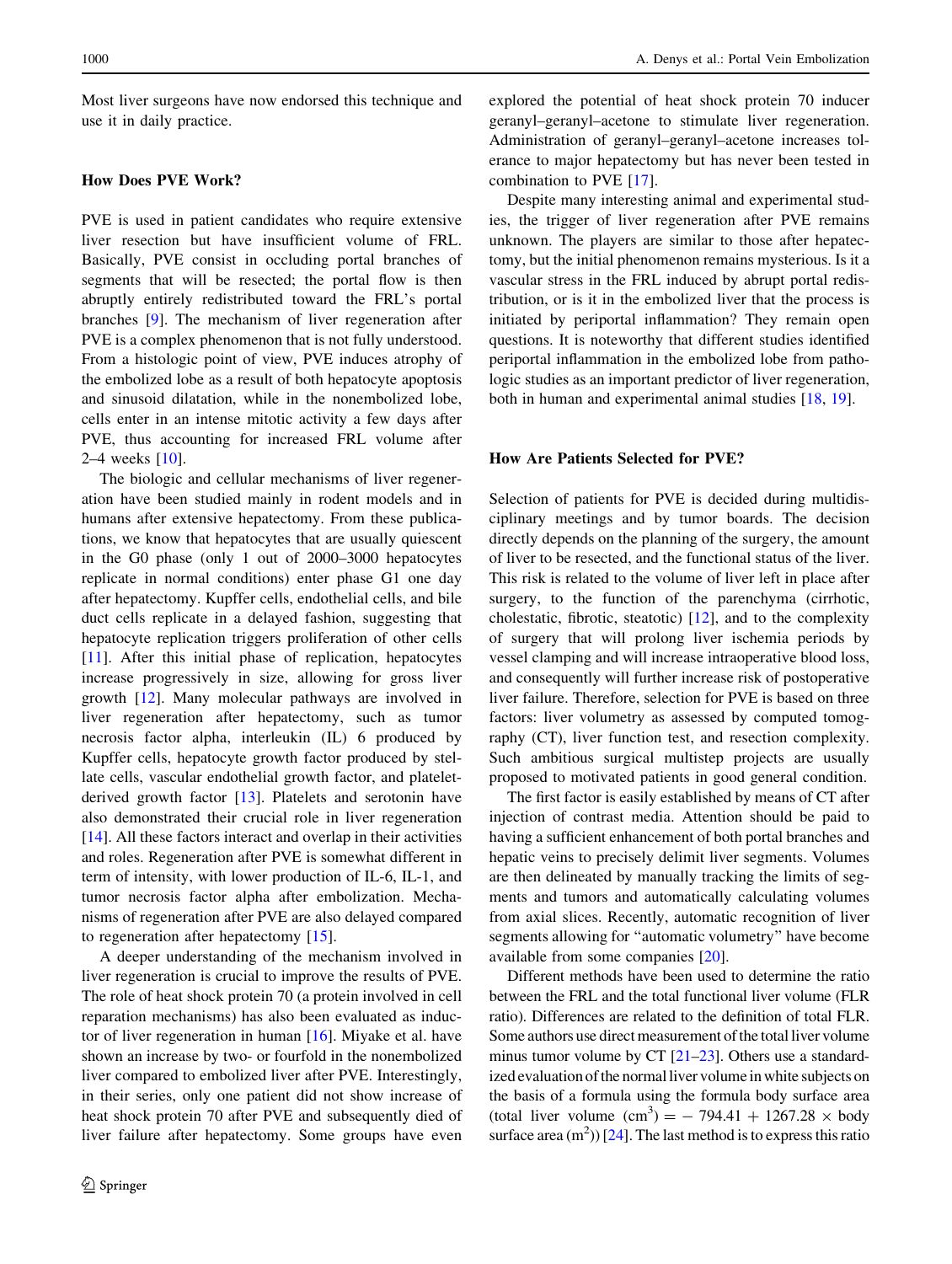Most liver surgeons have now endorsed this technique and use it in daily practice.

## How Does PVE Work?

PVE is used in patient candidates who require extensive liver resection but have insufficient volume of FRL. Basically, PVE consist in occluding portal branches of segments that will be resected; the portal flow is then abruptly entirely redistributed toward the FRL's portal branches [9]. The mechanism of liver regeneration after PVE is a complex phenomenon that is not fully understood. From a histologic point of view, PVE induces atrophy of the embolized lobe as a result of both hepatocyte apoptosis and sinusoid dilatation, while in the nonembolized lobe, cells enter in an intense mitotic activity a few days after PVE, thus accounting for increased FRL volume after 2–4 weeks [10].

The biologic and cellular mechanisms of liver regeneration have been studied mainly in rodent models and in humans after extensive hepatectomy. From these publications, we know that hepatocytes that are usually quiescent in the G0 phase (only 1 out of 2000–3000 hepatocytes replicate in normal conditions) enter phase G1 one day after hepatectomy. Kupffer cells, endothelial cells, and bile duct cells replicate in a delayed fashion, suggesting that hepatocyte replication triggers proliferation of other cells [11]. After this initial phase of replication, hepatocytes increase progressively in size, allowing for gross liver growth [12]. Many molecular pathways are involved in liver regeneration after hepatectomy, such as tumor necrosis factor alpha, interleukin (IL) 6 produced by Kupffer cells, hepatocyte growth factor produced by stellate cells, vascular endothelial growth factor, and platelet-derived growth factor [13]. Platelets and serotonin have also demonstrated their crucial role in liver regeneration [14]. All these factors interact and overlap in their activities and roles. Regeneration after PVE is somewhat different in term of intensity, with lower production of IL-6, IL-1, and tumor necrosis factor alpha after embolization. Mechanisms of regeneration after PVE are also delayed compared to regeneration after hepatectomy [15].

A deeper understanding of the mechanism involved in liver regeneration is crucial to improve the results of PVE. The role of heat shock protein 70 (a protein involved in cell reparation mechanisms) has also been evaluated as inductor of liver regeneration in human [16]. Miyake et al. have shown an increase by two- or fourfold in the nonembolized liver compared to embolized liver after PVE. Interestingly, in their series, only one patient did not show increase of heat shock protein 70 after PVE and subsequently died of liver failure after hepatectomy. Some groups have even explored the potential of heat shock protein 70 inducer geranyl–geranyl–acetone to stimulate liver regeneration. Administration of geranyl–geranyl–acetone increases tolerance to major hepatectomy but has never been tested in combination to PVE [17].

Despite many interesting animal and experimental studies, the trigger of liver regeneration after PVE remains unknown. The players are similar to those after hepatectomy, but the initial phenomenon remains mysterious. Is it a vascular stress in the FRL induced by abrupt portal redistribution, or is it in the embolized liver that the process is initiated by periportal inflammation? They remain open questions. It is noteworthy that different studies identified periportal inflammation in the embolized lobe from pathologic studies as an important predictor of liver regeneration, both in human and experimental animal studies [18, 19].

## How Are Patients Selected for PVE?

Selection of patients for PVE is decided during multidisciplinary meetings and by tumor boards. The decision directly depends on the planning of the surgery, the amount of liver to be resected, and the functional status of the liver. This risk is related to the volume of liver left in place after surgery, to the function of the parenchyma (cirrhotic, cholestatic, fibrotic, steatotic) [12], and to the complexity of surgery that will prolong liver ischemia periods by vessel clamping and will increase intraoperative blood loss, and consequently will further increase risk of postoperative liver failure. Therefore, selection for PVE is based on three factors: liver volumetry as assessed by computed tomography (CT), liver function test, and resection complexity. Such ambitious surgical multistep projects are usually proposed to motivated patients in good general condition.

The first factor is easily established by means of CT after injection of contrast media. Attention should be paid to having a sufficient enhancement of both portal branches and hepatic veins to precisely delimit liver segments. Volumes are then delineated by manually tracking the limits of segments and tumors and automatically calculating volumes from axial slices. Recently, automatic recognition of liver segments allowing for "automatic volumetry" have become available from some companies [20].

Different methods have been used to determine the ratio between the FRL and the total functional liver volume (FLR ratio). Differences are related to the definition of total FLR. Some authors use direct measurement of the total liver volume minus tumor volume by CT [21–23]. Others use a standardized evaluation of the normal liver volume in white subjects on the basis of a formula using the formula body surface area (total liver volume ($cm^3$) = − 794.41 + 1267.28 × body surface area ($m^2$)) [24]. The last method is to express this ratio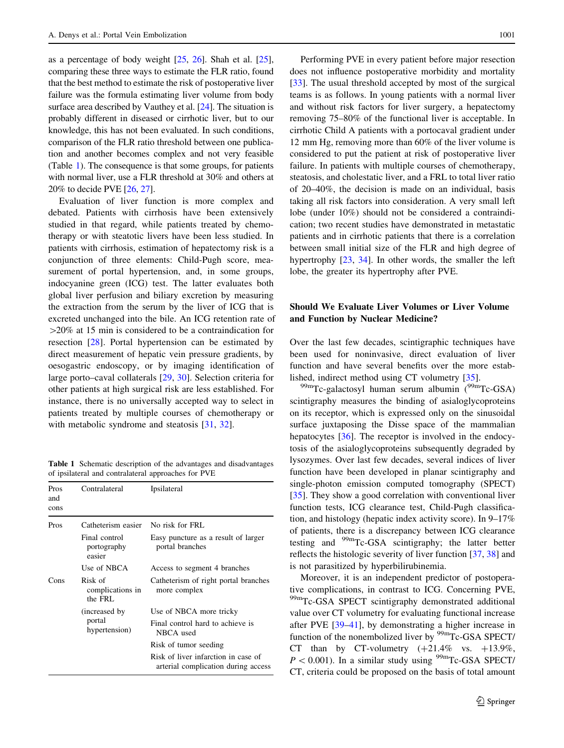as a percentage of body weight [25, 26]. Shah et al. [25], comparing these three ways to estimate the FLR ratio, found that the best method to estimate the risk of postoperative liver failure was the formula estimating liver volume from body surface area described by Vauthey et al. [24]. The situation is probably different in diseased or cirrhotic liver, but to our knowledge, this has not been evaluated. In such conditions, comparison of the FLR ratio threshold between one publication and another becomes complex and not very feasible (Table 1). The consequence is that some groups, for patients with normal liver, use a FLR threshold at 30% and others at 20% to decide PVE [26, 27].

Evaluation of liver function is more complex and debated. Patients with cirrhosis have been extensively studied in that regard, while patients treated by chemotherapy or with steatotic livers have been less studied. In patients with cirrhosis, estimation of hepatectomy risk is a conjunction of three elements: Child-Pugh score, measurement of portal hypertension, and, in some groups, indocyanine green (ICG) test. The latter evaluates both global liver perfusion and biliary excretion by measuring the extraction from the serum by the liver of ICG that is excreted unchanged into the bile. An ICG retention rate of >20% at 15 min is considered to be a contraindication for resection [28]. Portal hypertension can be estimated by direct measurement of hepatic vein pressure gradients, by oesogastric endoscopy, or by imaging identification of large porto–caval collaterals [29, 30]. Selection criteria for other patients at high surgical risk are less established. For instance, there is no universally accepted way to select in patients treated by multiple courses of chemotherapy or with metabolic syndrome and steatosis [31, 32].

**Table 1** Schematic description of the advantages and disadvantages of ipsilateral and contralateral approaches for PVE

| Pros and cons | Contralateral | Ipsilateral |
|---|---|---|
| Pros | Catheterism easier | No risk for FRL |
| | Final control portography easier | Easy puncture as a result of larger portal branches |
| | Use of NBCA | Access to segment 4 branches |
| Cons | Risk of complications in the FRL | Catheterism of right portal branches more complex |
| | (increased by portal hypertension) | Use of NBCA more tricky |
| | | Final control hard to achieve is NBCA used |
| | | Risk of tumor seeding |
| | | Risk of liver infarction in case of arterial complication during access |

Performing PVE in every patient before major resection does not influence postoperative morbidity and mortality [33]. The usual threshold accepted by most of the surgical teams is as follows. In young patients with a normal liver and without risk factors for liver surgery, a hepatectomy removing 75–80% of the functional liver is acceptable. In cirrhotic Child A patients with a portocaval gradient under 12 mm Hg, removing more than 60% of the liver volume is considered to put the patient at risk of postoperative liver failure. In patients with multiple courses of chemotherapy, steatosis, and cholestatic liver, and a FRL to total liver ratio of 20–40%, the decision is made on an individual, basis taking all risk factors into consideration. A very small left lobe (under 10%) should not be considered a contraindication; two recent studies have demonstrated in metastatic patients and in cirrhotic patients that there is a correlation between small initial size of the FLR and high degree of hypertrophy [23, 34]. In other words, the smaller the left lobe, the greater its hypertrophy after PVE.

## Should We Evaluate Liver Volumes or Liver Volume and Function by Nuclear Medicine?

Over the last few decades, scintigraphic techniques have been used for noninvasive, direct evaluation of liver function and have several benefits over the more established, indirect method using CT volumetry [35].

$^{99m}$Tc-galactosyl human serum albumin ($^{99m}$Tc-GSA) scintigraphy measures the binding of asialoglycoproteins on its receptor, which is expressed only on the sinusoidal surface juxtaposing the Disse space of the mammalian hepatocytes [36]. The receptor is involved in the endocytosis of the asialoglycoproteins subsequently degraded by lysozymes. Over last few decades, several indices of liver function have been developed in planar scintigraphy and single-photon emission computed tomography (SPECT) [35]. They show a good correlation with conventional liver function tests, ICG clearance test, Child-Pugh classification, and histology (hepatic index activity score). In 9–17% of patients, there is a discrepancy between ICG clearance testing and $^{99m}$Tc-GSA scintigraphy; the latter better reflects the histologic severity of liver function [37, 38] and is not parasitized by hyperbilirubinemia.

Moreover, it is an independent predictor of postoperative complications, in contrast to ICG. Concerning PVE, $^{99m}$Tc-GSA SPECT scintigraphy demonstrated additional value over CT volumetry for evaluating functional increase after PVE [39–41], by demonstrating a higher increase in function of the nonembolized liver by $^{99m}$Tc-GSA SPECT/CT than by CT-volumetry (+21.4% vs. +13.9%, $P < 0.001$). In a similar study using $^{99m}$Tc-GSA SPECT/CT, criteria could be proposed on the basis of total amount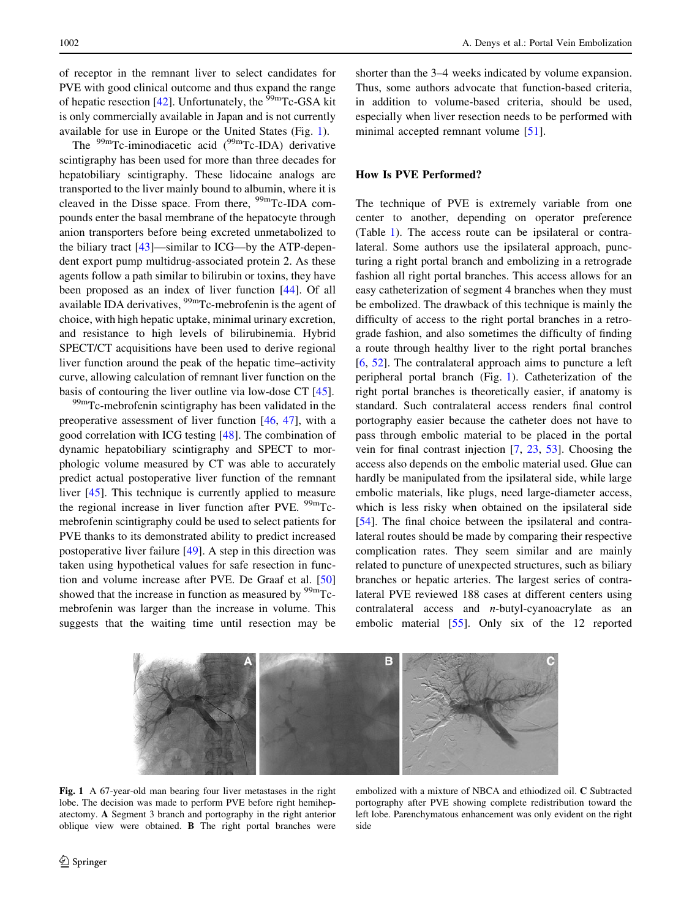of receptor in the remnant liver to select candidates for PVE with good clinical outcome and thus expand the range of hepatic resection [42]. Unfortunately, the $^{99m}$Tc-GSA kit is only commercially available in Japan and is not currently available for use in Europe or the United States (Fig. 1).

The $^{99m}$Tc-iminodiacetic acid ($^{99m}$Tc-IDA) derivative scintigraphy has been used for more than three decades for hepatobiliary scintigraphy. These lidocaine analogs are transported to the liver mainly bound to albumin, where it is cleaved in the Disse space. From there, $^{99m}$Tc-IDA compounds enter the basal membrane of the hepatocyte through anion transporters before being excreted unmetabolized to the biliary tract [43]—similar to ICG—by the ATP-dependent export pump multidrug-associated protein 2. As these agents follow a path similar to bilirubin or toxins, they have been proposed as an index of liver function [44]. Of all available IDA derivatives, $^{99m}$Tc-mebrofenin is the agent of choice, with high hepatic uptake, minimal urinary excretion, and resistance to high levels of bilirubinemia. Hybrid SPECT/CT acquisitions have been used to derive regional liver function around the peak of the hepatic time–activity curve, allowing calculation of remnant liver function on the basis of contouring the liver outline via low-dose CT [45].

$^{99m}$Tc-mebrofenin scintigraphy has been validated in the preoperative assessment of liver function [46, 47], with a good correlation with ICG testing [48]. The combination of dynamic hepatobiliary scintigraphy and SPECT to morphologic volume measured by CT was able to accurately predict actual postoperative liver function of the remnant liver [45]. This technique is currently applied to measure the regional increase in liver function after PVE. $^{99m}$Tc-mebrofenin scintigraphy could be used to select patients for PVE thanks to its demonstrated ability to predict increased postoperative liver failure [49]. A step in this direction was taken using hypothetical values for safe resection in function and volume increase after PVE. De Graaf et al. [50] showed that the increase in function as measured by $^{99m}$Tc-mebrofenin was larger than the increase in volume. This suggests that the waiting time until resection may be shorter than the 3–4 weeks indicated by volume expansion. Thus, some authors advocate that function-based criteria, in addition to volume-based criteria, should be used, especially when liver resection needs to be performed with minimal accepted remnant volume [51].

## How Is PVE Performed?

The technique of PVE is extremely variable from one center to another, depending on operator preference (Table 1). The access route can be ipsilateral or contralateral. Some authors use the ipsilateral approach, puncturing a right portal branch and embolizing in a retrograde fashion all right portal branches. This access allows for an easy catheterization of segment 4 branches when they must be embolized. The drawback of this technique is mainly the difficulty of access to the right portal branches in a retrograde fashion, and also sometimes the difficulty of finding a route through healthy liver to the right portal branches [6, 52]. The contralateral approach aims to puncture a left peripheral portal branch (Fig. 1). Catheterization of the right portal branches is theoretically easier, if anatomy is standard. Such contralateral access renders final control portography easier because the catheter does not have to pass through embolic material to be placed in the portal vein for final contrast injection [7, 23, 53]. Choosing the access also depends on the embolic material used. Glue can hardly be manipulated from the ipsilateral side, while large embolic materials, like plugs, need large-diameter access, which is less risky when obtained on the ipsilateral side [54]. The final choice between the ipsilateral and contralateral routes should be made by comparing their respective complication rates. They seem similar and are mainly related to puncture of unexpected structures, such as biliary branches or hepatic arteries. The largest series of contralateral PVE reviewed 188 cases at different centers using contralateral access and *n*-butyl-cyanoacrylate as an embolic material [55]. Only six of the 12 reported

**Fig. 1** A 67-year-old man bearing four liver metastases in the right lobe. The decision was made to perform PVE before right hemihepatectomy. **A** Segment 3 branch and portography in the right anterior oblique view were obtained. **B** The right portal branches were embolized with a mixture of NBCA and ethiodized oil. **C** Subtracted portography after PVE showing complete redistribution toward the left lobe. Parenchymatous enhancement was only evident on the right side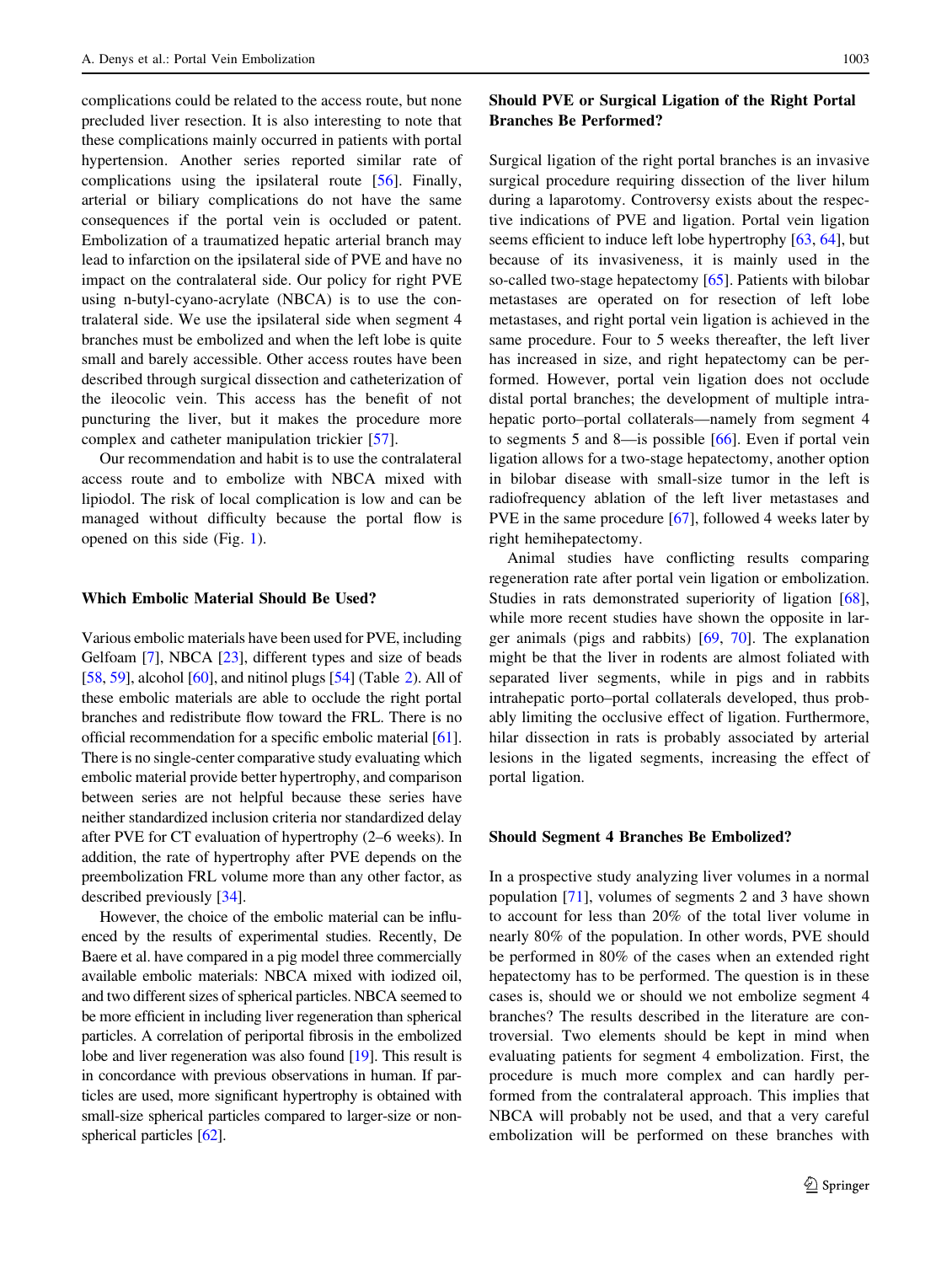complications could be related to the access route, but none precluded liver resection. It is also interesting to note that these complications mainly occurred in patients with portal hypertension. Another series reported similar rate of complications using the ipsilateral route [56]. Finally, arterial or biliary complications do not have the same consequences if the portal vein is occluded or patent. Embolization of a traumatized hepatic arterial branch may lead to infarction on the ipsilateral side of PVE and have no impact on the contralateral side. Our policy for right PVE using n-butyl-cyano-acrylate (NBCA) is to use the contralateral side. We use the ipsilateral side when segment 4 branches must be embolized and when the left lobe is quite small and barely accessible. Other access routes have been described through surgical dissection and catheterization of the ileocolic vein. This access has the benefit of not puncturing the liver, but it makes the procedure more complex and catheter manipulation trickier [57].

Our recommendation and habit is to use the contralateral access route and to embolize with NBCA mixed with lipiodol. The risk of local complication is low and can be managed without difficulty because the portal flow is opened on this side (Fig. 1).

## Which Embolic Material Should Be Used?

Various embolic materials have been used for PVE, including Gelfoam [7], NBCA [23], different types and size of beads [58, 59], alcohol [60], and nitinol plugs [54] (Table 2). All of these embolic materials are able to occlude the right portal branches and redistribute flow toward the FRL. There is no official recommendation for a specific embolic material [61]. There is no single-center comparative study evaluating which embolic material provide better hypertrophy, and comparison between series are not helpful because these series have neither standardized inclusion criteria nor standardized delay after PVE for CT evaluation of hypertrophy (2–6 weeks). In addition, the rate of hypertrophy after PVE depends on the preembolization FRL volume more than any other factor, as described previously [34].

However, the choice of the embolic material can be influenced by the results of experimental studies. Recently, De Baere et al. have compared in a pig model three commercially available embolic materials: NBCA mixed with iodized oil, and two different sizes of spherical particles. NBCA seemed to be more efficient in including liver regeneration than spherical particles. A correlation of periportal fibrosis in the embolized lobe and liver regeneration was also found [19]. This result is in concordance with previous observations in human. If particles are used, more significant hypertrophy is obtained with small-size spherical particles compared to larger-size or non-spherical particles [62].

## Should PVE or Surgical Ligation of the Right Portal Branches Be Performed?

Surgical ligation of the right portal branches is an invasive surgical procedure requiring dissection of the liver hilum during a laparotomy. Controversy exists about the respective indications of PVE and ligation. Portal vein ligation seems efficient to induce left lobe hypertrophy [63, 64], but because of its invasiveness, it is mainly used in the so-called two-stage hepatectomy [65]. Patients with bilobar metastases are operated on for resection of left lobe metastases, and right portal vein ligation is achieved in the same procedure. Four to 5 weeks thereafter, the left liver has increased in size, and right hepatectomy can be performed. However, portal vein ligation does not occlude distal portal branches; the development of multiple intrahepatic porto–portal collaterals—namely from segment 4 to segments 5 and 8—is possible [66]. Even if portal vein ligation allows for a two-stage hepatectomy, another option in bilobar disease with small-size tumor in the left is radiofrequency ablation of the left liver metastases and PVE in the same procedure [67], followed 4 weeks later by right hemihepatectomy.

Animal studies have conflicting results comparing regeneration rate after portal vein ligation or embolization. Studies in rats demonstrated superiority of ligation [68], while more recent studies have shown the opposite in larger animals (pigs and rabbits) [69, 70]. The explanation might be that the liver in rodents are almost foliated with separated liver segments, while in pigs and in rabbits intrahepatic porto–portal collaterals developed, thus probably limiting the occlusive effect of ligation. Furthermore, hilar dissection in rats is probably associated by arterial lesions in the ligated segments, increasing the effect of portal ligation.

## Should Segment 4 Branches Be Embolized?

In a prospective study analyzing liver volumes in a normal population [71], volumes of segments 2 and 3 have shown to account for less than 20% of the total liver volume in nearly 80% of the population. In other words, PVE should be performed in 80% of the cases when an extended right hepatectomy has to be performed. The question is in these cases is, should we or should we not embolize segment 4 branches? The results described in the literature are controversial. Two elements should be kept in mind when evaluating patients for segment 4 embolization. First, the procedure is much more complex and can hardly performed from the contralateral approach. This implies that NBCA will probably not be used, and that a very careful embolization will be performed on these branches with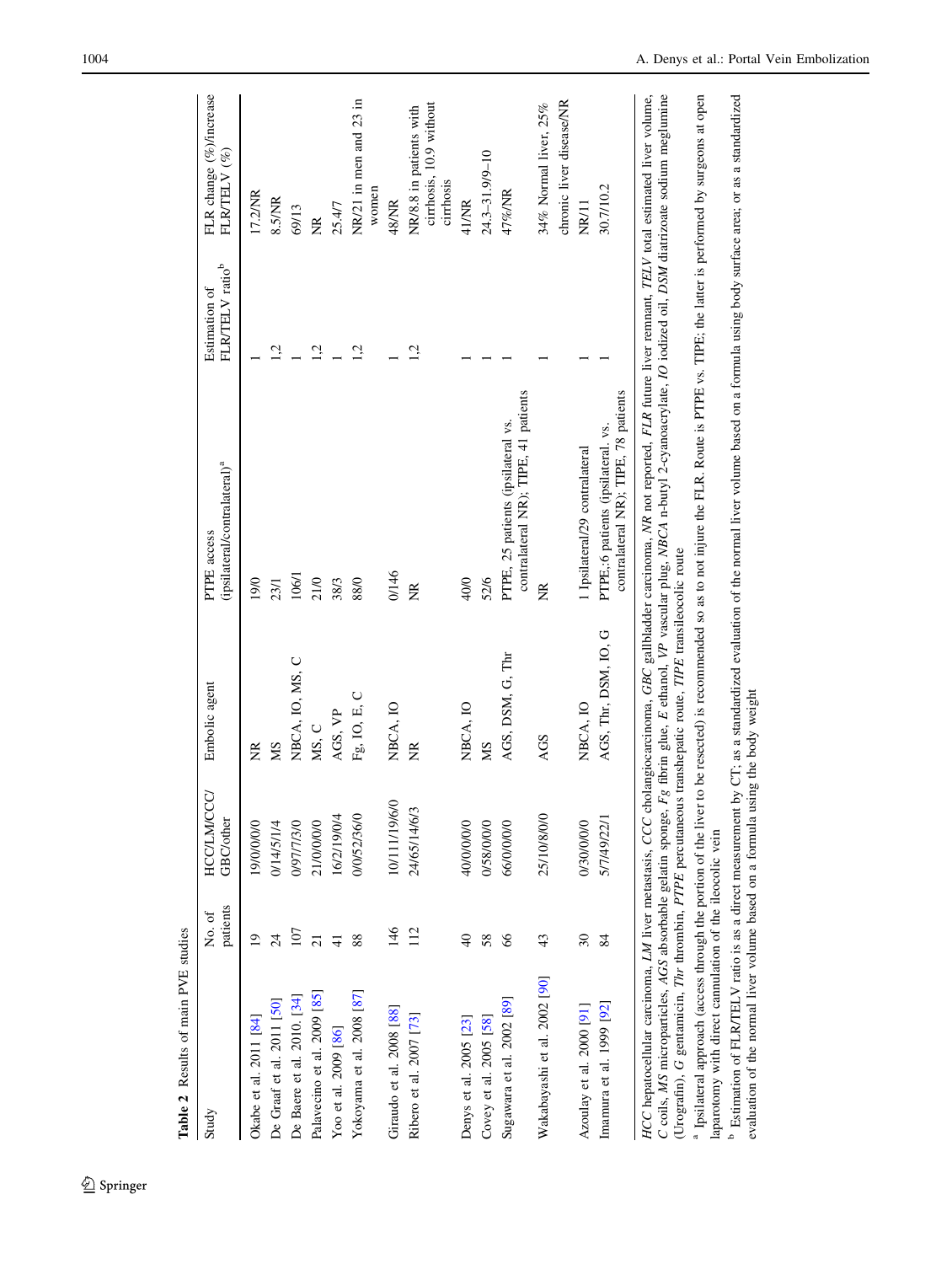**Table 2** Results of main PVE studies

| Study | No. of patients | HCC/LM/CCC/GBC/other | Embolic agent | PTPE access (ipsilateral/contralateral)[a] | Estimation of FLR/TELV ratio[b] | FLR change (%)/increase FLR/TELV (%) |
|---|---|---|---|---|---|---|
| Okabe et al. 2011 [84] | 19 | 19/0/0/0/0 | NR | 19/0 | 1 | 17.2/NR |
| De Graaf et al. 2011 [50] | 24 | 0/14/5/1/4 | MS | 23/1 | 1,2 | 8.5/NR |
| De Baere et al. 2010. [34] | 107 | 0/97/7/3/0 | NBCA, IO, MS, C | 106/1 | 1 | 69/13 |
| Palavecino et al. 2009 [85] | 21 | 21/0/0/0/0 | MS, C | 21/0 | 1,2 | NR |
| Yoo et al. 2009 [86] | 41 | 16/2/19/0/4 | AGS, VP | 38/3 | 1 | 25.4/7 |
| Yokoyama et al. 2008 [87] | 88 | 0/0/52/36/0 | Fg, IO, E, C | 88/0 | 1,2 | NR/21 in men and 23 in women |
| Giraudo et al. 2008 [88] | 146 | 10/111/19/6/0 | NBCA, IO | 0/146 | 1 | 48/NR |
| Ribero et al. 2007 [73] | 112 | 24/65/14/6/3 | NR | NR | 1,2 | NR/8.8 in patients with cirrhosis, 10.9 without cirrhosis |
| Denys et al. 2005 [23] | 40 | 40/0/0/0/0 | NBCA, IO | 40/0 | 1 | 41/NR |
| Covey et al. 2005 [58] | 58 | 0/58/0/0/0 | MS | 52/6 | 1 | 24.3–31.9/9–10 |
| Sugawara et al. 2002 [89] | 66 | 66/0/0/0/0 | AGS, DSM, G, Thr | PTPE, 25 patients (ipsilateral vs. contralateral NR); TIPE, 41 patients | 1 | 47%/NR |
| Wakabayashi et al. 2002 [90] | 43 | 25/10/8/0/0 | AGS | NR | 1 | 34% Normal liver, 25% chronic liver disease/NR |
| Azoulay et al. 2000 [91] | 30 | 0/30/0/0/0 | NBCA, IO | 1 Ipsilateral/29 contralateral | 1 | NR/11 |
| Imamura et al. 1999 [92] | 84 | 5/7/49/22/1 | AGS, Thr, DSM, IO, G | PTPE,:6 patients (ipsilateral. vs. contralateral NR); TIPE, 78 patients | 1 | 30.7/10.2 |

*HCC* hepatocellular carcinoma, *LM* liver metastasis, *CCC* cholangiocarcinoma, *GBC* gallbladder carcinoma, *NR* not reported, *FLR* future liver remnant, *TELV* total estimated liver volume, *C* coils, *MS* microparticles, *AGS* absorbable gelatin sponge, *Fg* fibrin glue, *E* ethanol, *VP* vascular plug, *NBCA* n-butyl 2-cyanoacrylate, *IO* iodized oil, *DSM* diatrizoate sodium meglumine (Urografin), *G* gentamicin, *Thr* thrombin, *PTPE* percutaneous transhepatic route, *TIPE* transileocolic route

[a] Ipsilateral approach (access through the portion of the liver to be resected) is recommended so as to not injure the FLR. Route is PTPE vs. TIPE; the latter is performed by surgeons at open laparotomy with direct cannulation of the ileocolic vein

[b] Estimation of FLR/TELV ratio is as a direct measurement by CT; as a standardized evaluation of the normal liver volume based on a formula using body surface area; or as a standardized evaluation of the normal liver volume based on a formula using the body weight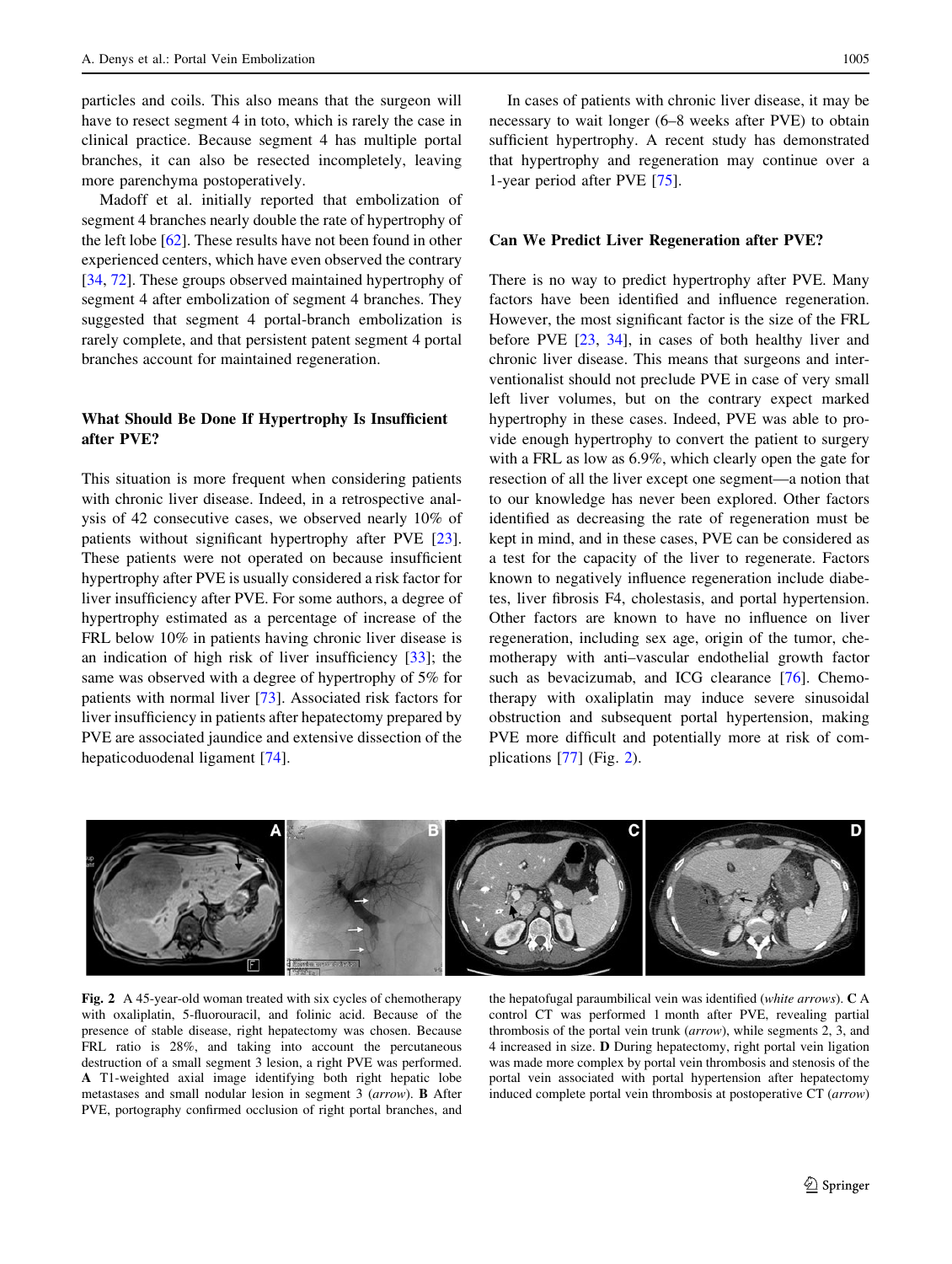particles and coils. This also means that the surgeon will have to resect segment 4 in toto, which is rarely the case in clinical practice. Because segment 4 has multiple portal branches, it can also be resected incompletely, leaving more parenchyma postoperatively.

Madoff et al. initially reported that embolization of segment 4 branches nearly double the rate of hypertrophy of the left lobe [62]. These results have not been found in other experienced centers, which have even observed the contrary [34, 72]. These groups observed maintained hypertrophy of segment 4 after embolization of segment 4 branches. They suggested that segment 4 portal-branch embolization is rarely complete, and that persistent patent segment 4 portal branches account for maintained regeneration.

## What Should Be Done If Hypertrophy Is Insufficient after PVE?

This situation is more frequent when considering patients with chronic liver disease. Indeed, in a retrospective analysis of 42 consecutive cases, we observed nearly 10% of patients without significant hypertrophy after PVE [23]. These patients were not operated on because insufficient hypertrophy after PVE is usually considered a risk factor for liver insufficiency after PVE. For some authors, a degree of hypertrophy estimated as a percentage of increase of the FRL below 10% in patients having chronic liver disease is an indication of high risk of liver insufficiency [33]; the same was observed with a degree of hypertrophy of 5% for patients with normal liver [73]. Associated risk factors for liver insufficiency in patients after hepatectomy prepared by PVE are associated jaundice and extensive dissection of the hepaticoduodenal ligament [74].

In cases of patients with chronic liver disease, it may be necessary to wait longer (6–8 weeks after PVE) to obtain sufficient hypertrophy. A recent study has demonstrated that hypertrophy and regeneration may continue over a 1-year period after PVE [75].

## Can We Predict Liver Regeneration after PVE?

There is no way to predict hypertrophy after PVE. Many factors have been identified and influence regeneration. However, the most significant factor is the size of the FRL before PVE [23, 34], in cases of both healthy liver and chronic liver disease. This means that surgeons and interventionalist should not preclude PVE in case of very small left liver volumes, but on the contrary expect marked hypertrophy in these cases. Indeed, PVE was able to provide enough hypertrophy to convert the patient to surgery with a FRL as low as 6.9%, which clearly open the gate for resection of all the liver except one segment—a notion that to our knowledge has never been explored. Other factors identified as decreasing the rate of regeneration must be kept in mind, and in these cases, PVE can be considered as a test for the capacity of the liver to regenerate. Factors known to negatively influence regeneration include diabetes, liver fibrosis F4, cholestasis, and portal hypertension. Other factors are known to have no influence on liver regeneration, including sex age, origin of the tumor, chemotherapy with anti–vascular endothelial growth factor such as bevacizumab, and ICG clearance [76]. Chemotherapy with oxaliplatin may induce severe sinusoidal obstruction and subsequent portal hypertension, making PVE more difficult and potentially more at risk of complications [77] (Fig. 2).

**Fig. 2** A 45-year-old woman treated with six cycles of chemotherapy with oxaliplatin, 5-fluorouracil, and folinic acid. Because of the presence of stable disease, right hepatectomy was chosen. Because FRL ratio is 28%, and taking into account the percutaneous destruction of a small segment 3 lesion, a right PVE was performed. **A** T1-weighted axial image identifying both right hepatic lobe metastases and small nodular lesion in segment 3 (*arrow*). **B** After PVE, portography confirmed occlusion of right portal branches, and the hepatofugal paraumbilical vein was identified (*white arrows*). **C** A control CT was performed 1 month after PVE, revealing partial thrombosis of the portal vein trunk (*arrow*), while segments 2, 3, and 4 increased in size. **D** During hepatectomy, right portal vein ligation was made more complex by portal vein thrombosis and stenosis of the portal vein associated with portal hypertension after hepatectomy induced complete portal vein thrombosis at postoperative CT (*arrow*)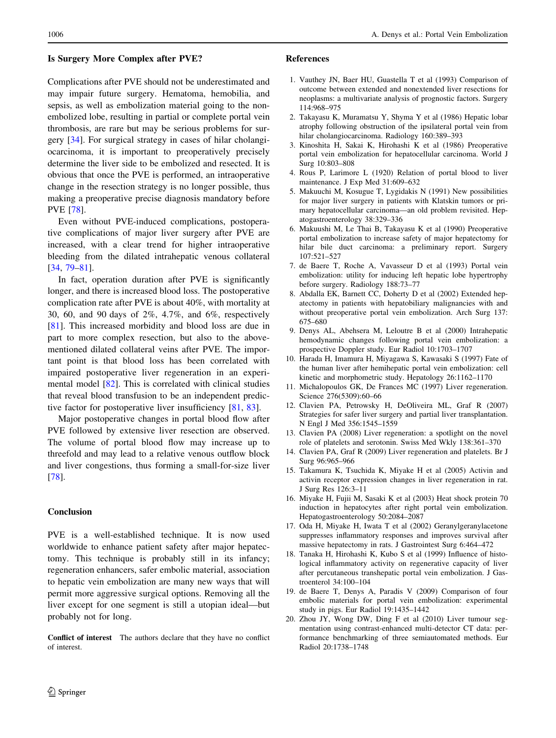## Is Surgery More Complex after PVE?

Complications after PVE should not be underestimated and may impair future surgery. Hematoma, hemobilia, and sepsis, as well as embolization material going to the non-embolized lobe, resulting in partial or complete portal vein thrombosis, are rare but may be serious problems for surgery [34]. For surgical strategy in cases of hilar cholangiocarcinoma, it is important to preoperatively precisely determine the liver side to be embolized and resected. It is obvious that once the PVE is performed, an intraoperative change in the resection strategy is no longer possible, thus making a preoperative precise diagnosis mandatory before PVE [78].

Even without PVE-induced complications, postoperative complications of major liver surgery after PVE are increased, with a clear trend for higher intraoperative bleeding from the dilated intrahepatic venous collateral [34, 79–81].

In fact, operation duration after PVE is significantly longer, and there is increased blood loss. The postoperative complication rate after PVE is about 40%, with mortality at 30, 60, and 90 days of 2%, 4.7%, and 6%, respectively [81]. This increased morbidity and blood loss are due in part to more complex resection, but also to the above-mentioned dilated collateral veins after PVE. The important point is that blood loss has been correlated with impaired postoperative liver regeneration in an experimental model [82]. This is correlated with clinical studies that reveal blood transfusion to be an independent predictive factor for postoperative liver insufficiency [81, 83].

Major postoperative changes in portal blood flow after PVE followed by extensive liver resection are observed. The volume of portal blood flow may increase up to threefold and may lead to a relative venous outflow block and liver congestions, thus forming a small-for-size liver [78].

## Conclusion

PVE is a well-established technique. It is now used worldwide to enhance patient safety after major hepatectomy. This technique is probably still in its infancy; regeneration enhancers, safer embolic material, association to hepatic vein embolization are many new ways that will permit more aggressive surgical options. Removing all the liver except for one segment is still a utopian ideal—but probably not for long.

**Conflict of interest** The authors declare that they have no conflict of interest.

## References

1. Vauthey JN, Baer HU, Guastella T et al (1993) Comparison of outcome between extended and nonextended liver resections for neoplasms: a multivariate analysis of prognostic factors. Surgery 114:968–975
2. Takayasu K, Muramatsu Y, Shyma Y et al (1986) Hepatic lobar atrophy following obstruction of the ipsilateral portal vein from hilar cholangiocarcinoma. Radiology 160:389–393
3. Kinoshita H, Sakai K, Hirohashi K et al (1986) Preoperative portal vein embolization for hepatocellular carcinoma. World J Surg 10:803–808
4. Rous P, Larimore L (1920) Relation of portal blood to liver maintenance. J Exp Med 31:609–632
5. Makuuchi M, Kosugue T, Lygidakis N (1991) New possibilities for major liver surgery in patients with Klatskin tumors or primary hepatocellular carcinoma—an old problem revisited. Hepatogastroenterology 38:329–336
6. Makuushi M, Le Thai B, Takayasu K et al (1990) Preoperative portal embolization to increase safety of major hepatectomy for hilar bile duct carcinoma: a preliminary report. Surgery 107:521–527
7. de Baere T, Roche A, Vavasseur D et al (1993) Portal vein embolization: utility for inducing left hepatic lobe hypertrophy before surgery. Radiology 188:73–77
8. Abdalla EK, Barnett CC, Doherty D et al (2002) Extended hepatectomy in patients with hepatobiliary malignancies with and without preoperative portal vein embolization. Arch Surg 137: 675–680
9. Denys AL, Abehsera M, Leloutre B et al (2000) Intrahepatic hemodynamic changes following portal vein embolization: a prospective Doppler study. Eur Radiol 10:1703–1707
10. Harada H, Imamura H, Miyagawa S, Kawasaki S (1997) Fate of the human liver after hemihepatic portal vein embolization: cell kinetic and morphometric study. Hepatology 26:1162–1170
11. Michalopoulos GK, De Frances MC (1997) Liver regeneration. Science 276(5309):60–66
12. Clavien PA, Petrowsky H, DeOliveira ML, Graf R (2007) Strategies for safer liver surgery and partial liver transplantation. N Engl J Med 356:1545–1559
13. Clavien PA (2008) Liver regeneration: a spotlight on the novel role of platelets and serotonin. Swiss Med Wkly 138:361–370
14. Clavien PA, Graf R (2009) Liver regeneration and platelets. Br J Surg 96:965–966
15. Takamura K, Tsuchida K, Miyake H et al (2005) Activin and activin receptor expression changes in liver regeneration in rat. J Surg Res 126:3–11
16. Miyake H, Fujii M, Sasaki K et al (2003) Heat shock protein 70 induction in hepatocytes after right portal vein embolization. Hepatogastroenterology 50:2084–2087
17. Oda H, Miyake H, Iwata T et al (2002) Geranylgeranylacetone suppresses inflammatory responses and improves survival after massive hepatectomy in rats. J Gastrointest Surg 6:464–472
18. Tanaka H, Hirohashi K, Kubo S et al (1999) Influence of histological inflammatory activity on regenerative capacity of liver after percutaneous transhepatic portal vein embolization. J Gastroenterol 34:100–104
19. de Baere T, Denys A, Paradis V (2009) Comparison of four embolic materials for portal vein embolization: experimental study in pigs. Eur Radiol 19:1435–1442
20. Zhou JY, Wong DW, Ding F et al (2010) Liver tumour segmentation using contrast-enhanced multi-detector CT data: performance benchmarking of three semiautomated methods. Eur Radiol 20:1738–1748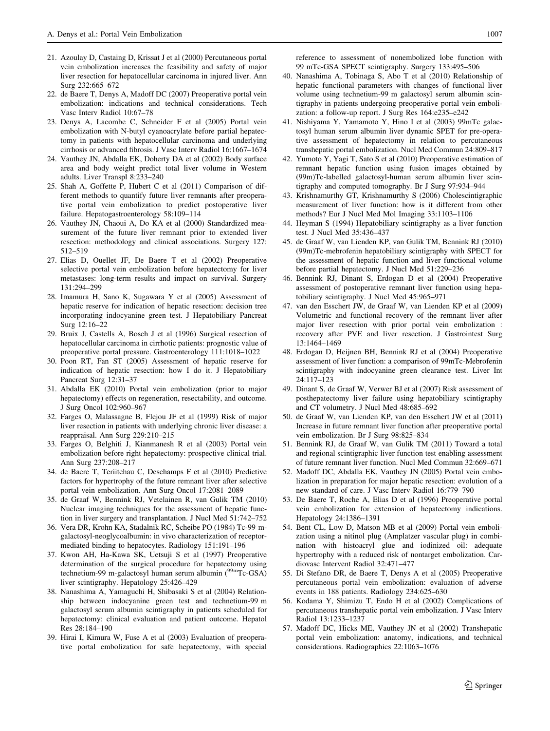21. Azoulay D, Castaing D, Krissat J et al (2000) Percutaneous portal vein embolization increases the feasibility and safety of major liver resection for hepatocellular carcinoma in injured liver. Ann Surg 232:665–672
22. de Baere T, Denys A, Madoff DC (2007) Preoperative portal vein embolization: indications and technical considerations. Tech Vasc Interv Radiol 10:67–78
23. Denys A, Lacombe C, Schneider F et al (2005) Portal vein embolization with N-butyl cyanoacrylate before partial hepatectomy in patients with hepatocellular carcinoma and underlying cirrhosis or advanced fibrosis. J Vasc Interv Radiol 16:1667–1674
24. Vauthey JN, Abdalla EK, Doherty DA et al (2002) Body surface area and body weight predict total liver volume in Western adults. Liver Transpl 8:233–240
25. Shah A, Goffette P, Hubert C et al (2011) Comparison of different methods to quantify future liver remnants after preoperative portal vein embolization to predict postoperative liver failure. Hepatogastroenterology 58:109–114
26. Vauthey JN, Chaoui A, Do KA et al (2000) Standardized measurement of the future liver remnant prior to extended liver resection: methodology and clinical associations. Surgery 127:512–519
27. Elias D, Ouellet JF, De Baere T et al (2002) Preoperative selective portal vein embolization before hepatectomy for liver metastases: long-term results and impact on survival. Surgery 131:294–299
28. Imamura H, Sano K, Sugawara Y et al (2005) Assessment of hepatic reserve for indication of hepatic resection: decision tree incorporating indocyanine green test. J Hepatobiliary Pancreat Surg 12:16–22
29. Bruix J, Castells A, Bosch J et al (1996) Surgical resection of hepatocellular carcinoma in cirrhotic patients: prognostic value of preoperative portal pressure. Gastroenterology 111:1018–1022
30. Poon RT, Fan ST (2005) Assessment of hepatic reserve for indication of hepatic resection: how I do it. J Hepatobiliary Pancreat Surg 12:31–37
31. Abdalla EK (2010) Portal vein embolization (prior to major hepatectomy) effects on regeneration, resectability, and outcome. J Surg Oncol 102:960–967
32. Farges O, Malassagne B, Flejou JF et al (1999) Risk of major liver resection in patients with underlying chronic liver disease: a reappraisal. Ann Surg 229:210–215
33. Farges O, Belghiti J, Kianmanesh R et al (2003) Portal vein embolization before right hepatectomy: prospective clinical trial. Ann Surg 237:208–217
34. de Baere T, Teriitehau C, Deschamps F et al (2010) Predictive factors for hypertrophy of the future remnant liver after selective portal vein embolization. Ann Surg Oncol 17:2081–2089
35. de Graaf W, Bennink RJ, Vetelainen R, van Gulik TM (2010) Nuclear imaging techniques for the assessment of hepatic function in liver surgery and transplantation. J Nucl Med 51:742–752
36. Vera DR, Krohn KA, Stadalnik RC, Scheibe PO (1984) Tc-99 m-galactosyl-neoglycoalbumin: in vivo characterization of receptor-mediated binding to hepatocytes. Radiology 151:191–196
37. Kwon AH, Ha-Kawa SK, Uetsuji S et al (1997) Preoperative determination of the surgical procedure for hepatectomy using technetium-99 m-galactosyl human serum albumin ($^{99m}$Tc-GSA) liver scintigraphy. Hepatology 25:426–429
38. Nanashima A, Yamaguchi H, Shibasaki S et al (2004) Relationship between indocyanine green test and technetium-99 m galactosyl serum albumin scintigraphy in patients scheduled for hepatectomy: clinical evaluation and patient outcome. Hepatol Res 28:184–190
39. Hirai I, Kimura W, Fuse A et al (2003) Evaluation of preoperative portal embolization for safe hepatectomy, with special reference to assessment of nonembolized lobe function with 99 mTc-GSA SPECT scintigraphy. Surgery 133:495–506
40. Nanashima A, Tobinaga S, Abo T et al (2010) Relationship of hepatic functional parameters with changes of functional liver volume using technetium-99 m galactosyl serum albumin scintigraphy in patients undergoing preoperative portal vein embolization: a follow-up report. J Surg Res 164:e235–e242
41. Nishiyama Y, Yamamoto Y, Hino I et al (2003) 99mTc galactosyl human serum albumin liver dynamic SPET for pre-operative assessment of hepatectomy in relation to percutaneous transhepatic portal embolization. Nucl Med Commun 24:809–817
42. Yumoto Y, Yagi T, Sato S et al (2010) Preoperative estimation of remnant hepatic function using fusion images obtained by (99m)Tc-labelled galactosyl-human serum albumin liver scintigraphy and computed tomography. Br J Surg 97:934–944
43. Krishnamurthy GT, Krishnamurthy S (2006) Cholescintigraphic measurement of liver function: how is it different from other methods? Eur J Nucl Med Mol Imaging 33:1103–1106
44. Heyman S (1994) Hepatobiliary scintigraphy as a liver function test. J Nucl Med 35:436–437
45. de Graaf W, van Lienden KP, van Gulik TM, Bennink RJ (2010) (99m)Tc-mebrofenin hepatobiliary scintigraphy with SPECT for the assessment of hepatic function and liver functional volume before partial hepatectomy. J Nucl Med 51:229–236
46. Bennink RJ, Dinant S, Erdogan D et al (2004) Preoperative assessment of postoperative remnant liver function using hepatobiliary scintigraphy. J Nucl Med 45:965–971
47. van den Esschert JW, de Graaf W, van Lienden KP et al (2009) Volumetric and functional recovery of the remnant liver after major liver resection with prior portal vein embolization : recovery after PVE and liver resection. J Gastrointest Surg 13:1464–1469
48. Erdogan D, Heijnen BH, Bennink RJ et al (2004) Preoperative assessment of liver function: a comparison of 99mTc-Mebrofenin scintigraphy with indocyanine green clearance test. Liver Int 24:117–123
49. Dinant S, de Graaf W, Verwer BJ et al (2007) Risk assessment of posthepatectomy liver failure using hepatobiliary scintigraphy and CT volumetry. J Nucl Med 48:685–692
50. de Graaf W, van Lienden KP, van den Esschert JW et al (2011) Increase in future remnant liver function after preoperative portal vein embolization. Br J Surg 98:825–834
51. Bennink RJ, de Graaf W, van Gulik TM (2011) Toward a total and regional scintigraphic liver function test enabling assessment of future remnant liver function. Nucl Med Commun 32:669–671
52. Madoff DC, Abdalla EK, Vauthey JN (2005) Portal vein embolization in preparation for major hepatic resection: evolution of a new standard of care. J Vasc Interv Radiol 16:779–790
53. De Baere T, Roche A, Elias D et al (1996) Preoperative portal vein embolization for extension of hepatectomy indications. Hepatology 24:1386–1391
54. Bent CL, Low D, Matson MB et al (2009) Portal vein embolization using a nitinol plug (Amplatzer vascular plug) in combination with histoacryl glue and iodinized oil: adequate hypertrophy with a reduced risk of nontarget embolization. Cardiovasc Intervent Radiol 32:471–477
55. Di Stefano DR, de Baere T, Denys A et al (2005) Preoperative percutaneous portal vein embolization: evaluation of adverse events in 188 patients. Radiology 234:625–630
56. Kodama Y, Shimizu T, Endo H et al (2002) Complications of percutaneous transhepatic portal vein embolization. J Vasc Interv Radiol 13:1233–1237
57. Madoff DC, Hicks ME, Vauthey JN et al (2002) Transhepatic portal vein embolization: anatomy, indications, and technical considerations. Radiographics 22:1063–1076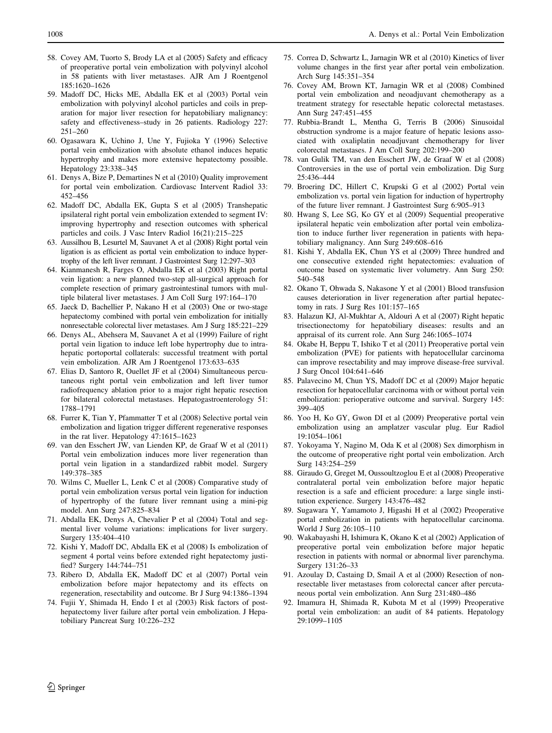58. Covey AM, Tuorto S, Brody LA et al (2005) Safety and efficacy of preoperative portal vein embolization with polyvinyl alcohol in 58 patients with liver metastases. AJR Am J Roentgenol 185:1620–1626
59. Madoff DC, Hicks ME, Abdalla EK et al (2003) Portal vein embolization with polyvinyl alcohol particles and coils in preparation for major liver resection for hepatobiliary malignancy: safety and effectiveness–study in 26 patients. Radiology 227: 251–260
60. Ogasawara K, Uchino J, Une Y, Fujioka Y (1996) Selective portal vein embolization with absolute ethanol induces hepatic hypertrophy and makes more extensive hepatectomy possible. Hepatology 23:338–345
61. Denys A, Bize P, Demartines N et al (2010) Quality improvement for portal vein embolization. Cardiovasc Intervent Radiol 33: 452–456
62. Madoff DC, Abdalla EK, Gupta S et al (2005) Transhepatic ipsilateral right portal vein embolization extended to segment IV: improving hypertrophy and resection outcomes with spherical particles and coils. J Vasc Interv Radiol 16(21):215–225
63. Aussilhou B, Lesurtel M, Sauvanet A et al (2008) Right portal vein ligation is as efficient as portal vein embolization to induce hypertrophy of the left liver remnant. J Gastrointest Surg 12:297–303
64. Kianmanesh R, Farges O, Abdalla EK et al (2003) Right portal vein ligation: a new planned two-step all-surgical approach for complete resection of primary gastrointestinal tumors with multiple bilateral liver metastases. J Am Coll Surg 197:164–170
65. Jaeck D, Bachellier P, Nakano H et al (2003) One or two-stage hepatectomy combined with portal vein embolization for initially nonresectable colorectal liver metastases. Am J Surg 185:221–229
66. Denys AL, Abehsera M, Sauvanet A et al (1999) Failure of right portal vein ligation to induce left lobe hypertrophy due to intrahepatic portoportal collaterals: successful treatment with portal vein embolization. AJR Am J Roentgenol 173:633–635
67. Elias D, Santoro R, Ouellet JF et al (2004) Simultaneous percutaneous right portal vein embolization and left liver tumor radiofrequency ablation prior to a major right hepatic resection for bilateral colorectal metastases. Hepatogastroenterology 51: 1788–1791
68. Furrer K, Tian Y, Pfammatter T et al (2008) Selective portal vein embolization and ligation trigger different regenerative responses in the rat liver. Hepatology 47:1615–1623
69. van den Esschert JW, van Lienden KP, de Graaf W et al (2011) Portal vein embolization induces more liver regeneration than portal vein ligation in a standardized rabbit model. Surgery 149:378–385
70. Wilms C, Mueller L, Lenk C et al (2008) Comparative study of portal vein embolization versus portal vein ligation for induction of hypertrophy of the future liver remnant using a mini-pig model. Ann Surg 247:825–834
71. Abdalla EK, Denys A, Chevalier P et al (2004) Total and segmental liver volume variations: implications for liver surgery. Surgery 135:404–410
72. Kishi Y, Madoff DC, Abdalla EK et al (2008) Is embolization of segment 4 portal veins before extended right hepatectomy justified? Surgery 144:744–751
73. Ribero D, Abdalla EK, Madoff DC et al (2007) Portal vein embolization before major hepatectomy and its effects on regeneration, resectability and outcome. Br J Surg 94:1386–1394
74. Fujii Y, Shimada H, Endo I et al (2003) Risk factors of posthepatectomy liver failure after portal vein embolization. J Hepatobiliary Pancreat Surg 10:226–232
75. Correa D, Schwartz L, Jarnagin WR et al (2010) Kinetics of liver volume changes in the first year after portal vein embolization. Arch Surg 145:351–354
76. Covey AM, Brown KT, Jarnagin WR et al (2008) Combined portal vein embolization and neoadjuvant chemotherapy as a treatment strategy for resectable hepatic colorectal metastases. Ann Surg 247:451–455
77. Rubbia-Brandt L, Mentha G, Terris B (2006) Sinusoidal obstruction syndrome is a major feature of hepatic lesions associated with oxaliplatin neoadjuvant chemotherapy for liver colorectal metastases. J Am Coll Surg 202:199–200
78. van Gulik TM, van den Esschert JW, de Graaf W et al (2008) Controversies in the use of portal vein embolization. Dig Surg 25:436–444
79. Broering DC, Hillert C, Krupski G et al (2002) Portal vein embolization vs. portal vein ligation for induction of hypertrophy of the future liver remnant. J Gastrointest Surg 6:905–913
80. Hwang S, Lee SG, Ko GY et al (2009) Sequential preoperative ipsilateral hepatic vein embolization after portal vein embolization to induce further liver regeneration in patients with hepatobiliary malignancy. Ann Surg 249:608–616
81. Kishi Y, Abdalla EK, Chun YS et al (2009) Three hundred and one consecutive extended right hepatectomies: evaluation of outcome based on systematic liver volumetry. Ann Surg 250: 540–548
82. Okano T, Ohwada S, Nakasone Y et al (2001) Blood transfusion causes deterioration in liver regeneration after partial hepatectomy in rats. J Surg Res 101:157–165
83. Halazun KJ, Al-Mukhtar A, Aldouri A et al (2007) Right hepatic trisectionectomy for hepatobiliary diseases: results and an appraisal of its current role. Ann Surg 246:1065–1074
84. Okabe H, Beppu T, Ishiko T et al (2011) Preoperative portal vein embolization (PVE) for patients with hepatocellular carcinoma can improve resectability and may improve disease-free survival. J Surg Oncol 104:641–646
85. Palavecino M, Chun YS, Madoff DC et al (2009) Major hepatic resection for hepatocellular carcinoma with or without portal vein embolization: perioperative outcome and survival. Surgery 145: 399–405
86. Yoo H, Ko GY, Gwon DI et al (2009) Preoperative portal vein embolization using an amplatzer vascular plug. Eur Radiol 19:1054–1061
87. Yokoyama Y, Nagino M, Oda K et al (2008) Sex dimorphism in the outcome of preoperative right portal vein embolization. Arch Surg 143:254–259
88. Giraudo G, Greget M, Oussoultzoglou E et al (2008) Preoperative contralateral portal vein embolization before major hepatic resection is a safe and efficient procedure: a large single institution experience. Surgery 143:476–482
89. Sugawara Y, Yamamoto J, Higashi H et al (2002) Preoperative portal embolization in patients with hepatocellular carcinoma. World J Surg 26:105–110
90. Wakabayashi H, Ishimura K, Okano K et al (2002) Application of preoperative portal vein embolization before major hepatic resection in patients with normal or abnormal liver parenchyma. Surgery 131:26–33
91. Azoulay D, Castaing D, Smail A et al (2000) Resection of nonresectable liver metastases from colorectal cancer after percutaneous portal vein embolization. Ann Surg 231:480–486
92. Imamura H, Shimada R, Kubota M et al (1999) Preoperative portal vein embolization: an audit of 84 patients. Hepatology 29:1099–1105